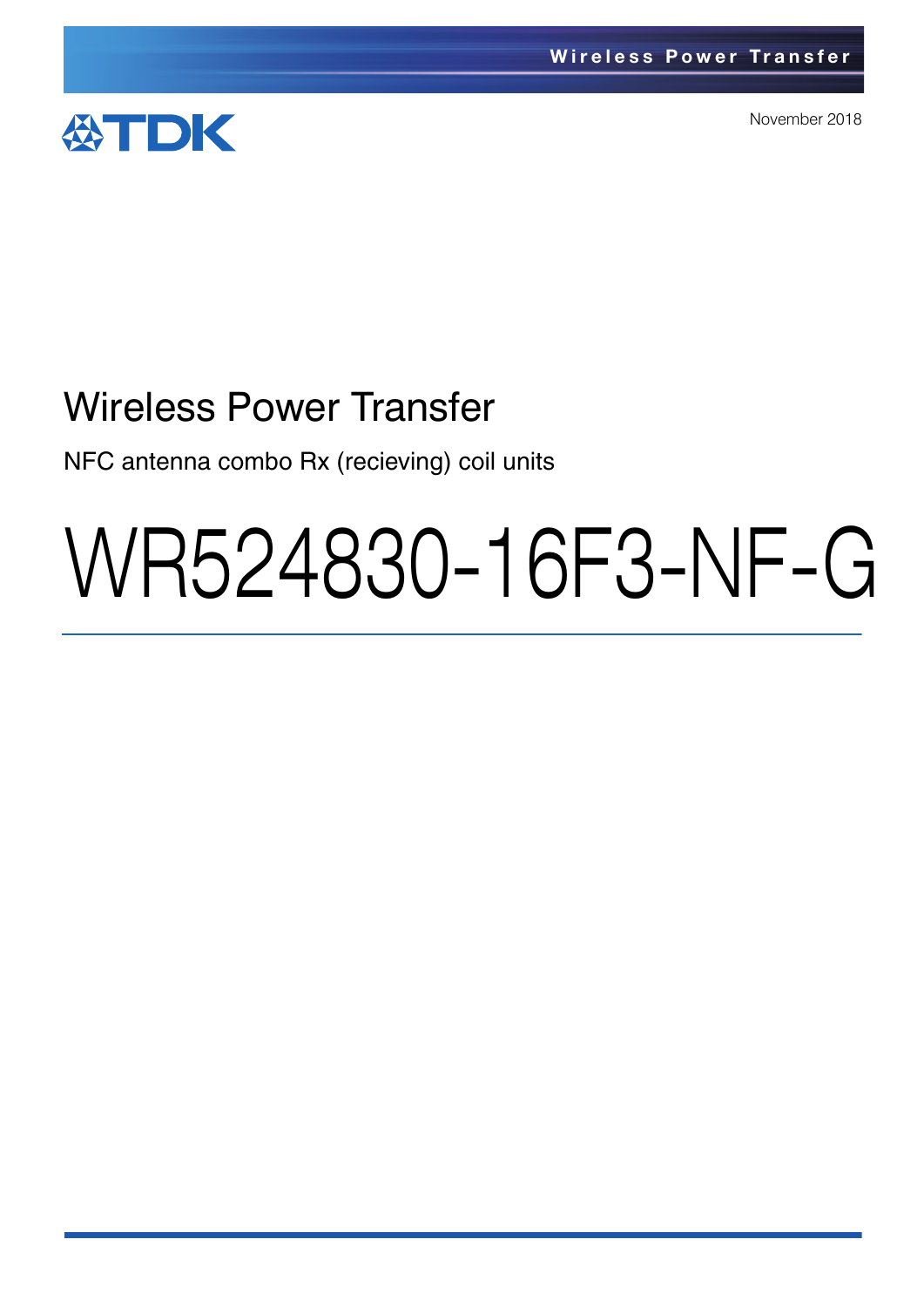November 2018

# Wireless Power Transfer

NFC antenna combo Rx (recieving) coil units

# WR524830-16F3-NF-G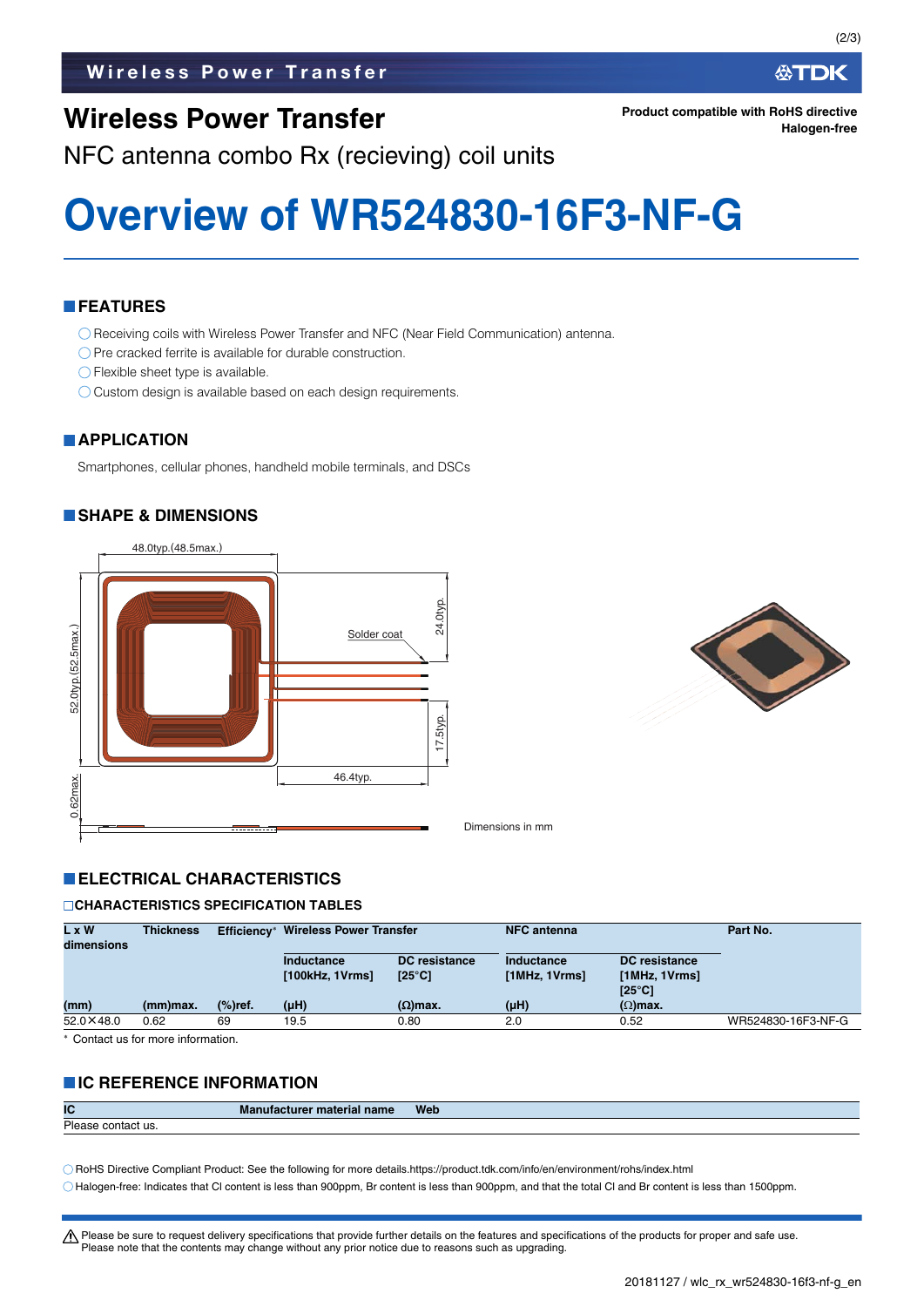# Wireless Power Transfer

NFC antenna combo Rx (recieving) coil units

Product compatible with RoHS directive
Halogen-free

# Overview of WR524830-16F3-NF-G

## FEATURES

- ◯ Receiving coils with Wireless Power Transfer and NFC (Near Field Communication) antenna.
- ◯ Pre cracked ferrite is available for durable construction.
- ◯ Flexible sheet type is available.
- ◯ Custom design is available based on each design requirements.

## APPLICATION

Smartphones, cellular phones, handheld mobile terminals, and DSCs

## SHAPE & DIMENSIONS

48.0typ.(48.5max.)

52.0typ.(52.5max.)

24.0typ.

17.5typ.

46.4typ.

0.62max.

Solder coat

Dimensions in mm

## ELECTRICAL CHARACTERISTICS

### CHARACTERISTICS SPECIFICATION TABLES

| L x W dimensions | Thickness | Efficiency* | Wireless Power Transfer | | NFC antenna | | Part No. |
|---|---|---|---|---|---|---|---|
| | | | Inductance [100kHz, 1Vrms] | DC resistance [25°C] | Inductance [1MHz, 1Vrms] | DC resistance [1MHz, 1Vrms] [25°C] | |
| (mm) | (mm)max. | (%)ref. | (μH) | (Ω)max. | (μH) | (Ω)max. | |
| 52.0×48.0 | 0.62 | 69 | 19.5 | 0.80 | 2.0 | 0.52 | WR524830-16F3-NF-G |

* Contact us for more information.

## IC REFERENCE INFORMATION

| IC | Manufacturer material name | Web |
|---|---|---|
| Please contact us. | | |

- ◯ RoHS Directive Compliant Product: See the following for more details.https://product.tdk.com/info/en/environment/rohs/index.html
- ◯ Halogen-free: Indicates that Cl content is less than 900ppm, Br content is less than 900ppm, and that the total Cl and Br content is less than 1500ppm.

⚠ Please be sure to request delivery specifications that provide further details on the features and specifications of the products for proper and safe use.
Please note that the contents may change without any prior notice due to reasons such as upgrading.

20181127 / wlc_rx_wr524830-16f3-nf-g_en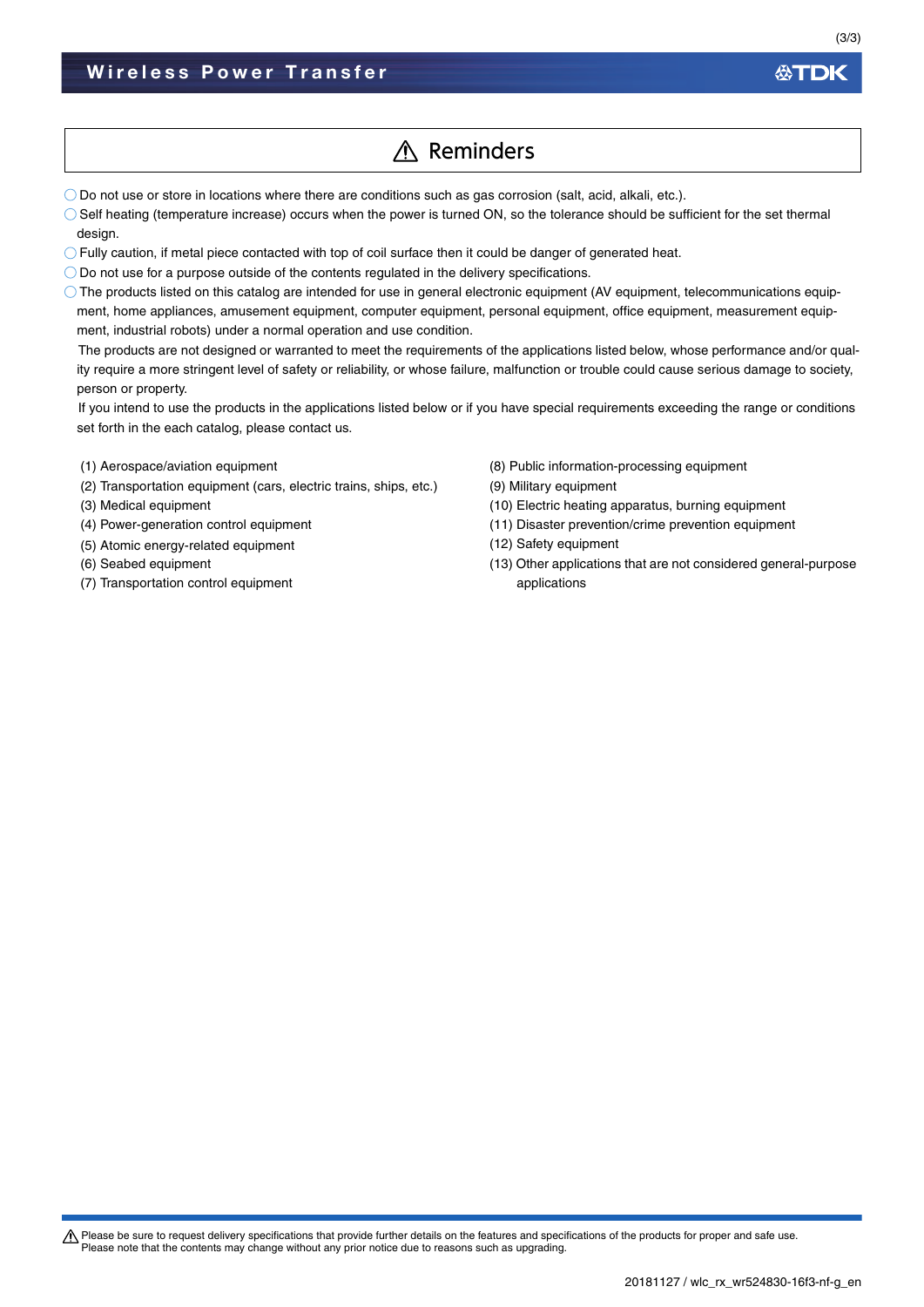# ⚠ Reminders

- Do not use or store in locations where there are conditions such as gas corrosion (salt, acid, alkali, etc.).
- Self heating (temperature increase) occurs when the power is turned ON, so the tolerance should be sufficient for the set thermal design.
- Fully caution, if metal piece contacted with top of coil surface then it could be danger of generated heat.
- Do not use for a purpose outside of the contents regulated in the delivery specifications.
- The products listed on this catalog are intended for use in general electronic equipment (AV equipment, telecommunications equipment, home appliances, amusement equipment, computer equipment, personal equipment, office equipment, measurement equipment, industrial robots) under a normal operation and use condition.

  The products are not designed or warranted to meet the requirements of the applications listed below, whose performance and/or quality require a more stringent level of safety or reliability, or whose failure, malfunction or trouble could cause serious damage to society, person or property.

  If you intend to use the products in the applications listed below or if you have special requirements exceeding the range or conditions set forth in the each catalog, please contact us.

(1) Aerospace/aviation equipment
(2) Transportation equipment (cars, electric trains, ships, etc.)
(3) Medical equipment
(4) Power-generation control equipment
(5) Atomic energy-related equipment
(6) Seabed equipment
(7) Transportation control equipment
(8) Public information-processing equipment
(9) Military equipment
(10) Electric heating apparatus, burning equipment
(11) Disaster prevention/crime prevention equipment
(12) Safety equipment
(13) Other applications that are not considered general-purpose applications

⚠ Please be sure to request delivery specifications that provide further details on the features and specifications of the products for proper and safe use.
Please note that the contents may change without any prior notice due to reasons such as upgrading.

20181127 / wlc_rx_wr524830-16f3-nf-g_en